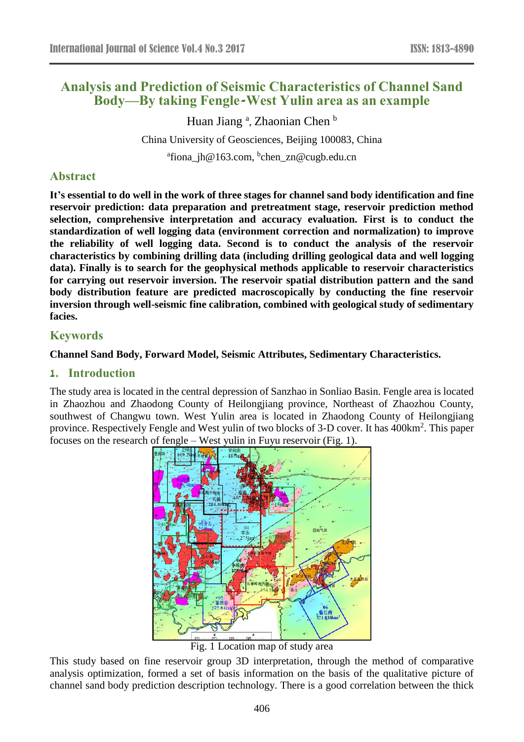# Analysis and Prediction of Seismic Characteristics of Channel Sand Body—By taking Fengle-West Yulin area as an example

Huan Jiang [a], Zhaonian Chen [b]

China University of Geosciences, Beijing 100083, China

[a]fiona_jh@163.com, [b]chen_zn@cugb.edu.cn

## Abstract

**It's essential to do well in the work of three stages for channel sand body identification and fine reservoir prediction: data preparation and pretreatment stage, reservoir prediction method selection, comprehensive interpretation and accuracy evaluation. First is to conduct the standardization of well logging data (environment correction and normalization) to improve the reliability of well logging data. Second is to conduct the analysis of the reservoir characteristics by combining drilling data (including drilling geological data and well logging data). Finally is to search for the geophysical methods applicable to reservoir characteristics for carrying out reservoir inversion. The reservoir spatial distribution pattern and the sand body distribution feature are predicted macroscopically by conducting the fine reservoir inversion through well-seismic fine calibration, combined with geological study of sedimentary facies.**

## Keywords

**Channel Sand Body, Forward Model, Seismic Attributes, Sedimentary Characteristics.**

## 1. Introduction

The study area is located in the central depression of Sanzhao in Sonliao Basin. Fengle area is located in Zhaozhou and Zhaodong County of Heilongjiang province, Northeast of Zhaozhou County, southwest of Changwu town. West Yulin area is located in Zhaodong County of Heilongjiang province. Respectively Fengle and West yulin of two blocks of 3-D cover. It has 400km$^2$. This paper focuses on the research of fengle – West yulin in Fuyu reservoir (Fig. 1).

Fig. 1 Location map of study area

This study based on fine reservoir group 3D interpretation, through the method of comparative analysis optimization, formed a set of basis information on the basis of the qualitative picture of channel sand body prediction description technology. There is a good correlation between the thick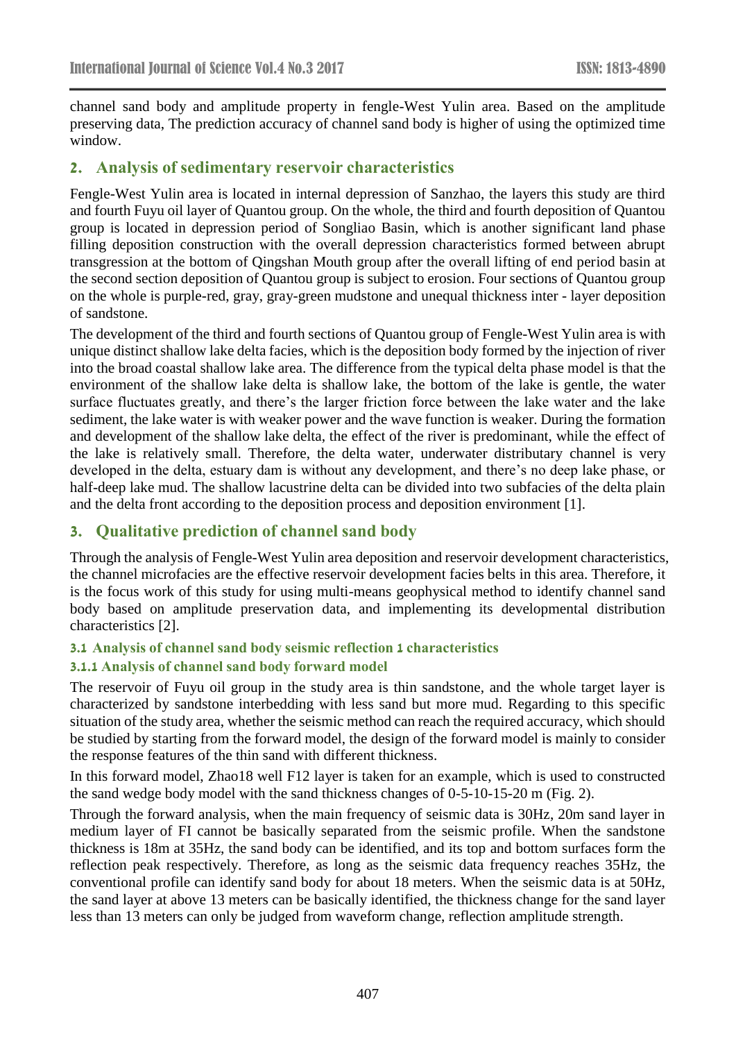channel sand body and amplitude property in fengle-West Yulin area. Based on the amplitude preserving data, The prediction accuracy of channel sand body is higher of using the optimized time window.

## 2. Analysis of sedimentary reservoir characteristics

Fengle-West Yulin area is located in internal depression of Sanzhao, the layers this study are third and fourth Fuyu oil layer of Quantou group. On the whole, the third and fourth deposition of Quantou group is located in depression period of Songliao Basin, which is another significant land phase filling deposition construction with the overall depression characteristics formed between abrupt transgression at the bottom of Qingshan Mouth group after the overall lifting of end period basin at the second section deposition of Quantou group is subject to erosion. Four sections of Quantou group on the whole is purple-red, gray, gray-green mudstone and unequal thickness inter - layer deposition of sandstone.

The development of the third and fourth sections of Quantou group of Fengle-West Yulin area is with unique distinct shallow lake delta facies, which is the deposition body formed by the injection of river into the broad coastal shallow lake area. The difference from the typical delta phase model is that the environment of the shallow lake delta is shallow lake, the bottom of the lake is gentle, the water surface fluctuates greatly, and there's the larger friction force between the lake water and the lake sediment, the lake water is with weaker power and the wave function is weaker. During the formation and development of the shallow lake delta, the effect of the river is predominant, while the effect of the lake is relatively small. Therefore, the delta water, underwater distributary channel is very developed in the delta, estuary dam is without any development, and there's no deep lake phase, or half-deep lake mud. The shallow lacustrine delta can be divided into two subfacies of the delta plain and the delta front according to the deposition process and deposition environment [1].

## 3. Qualitative prediction of channel sand body

Through the analysis of Fengle-West Yulin area deposition and reservoir development characteristics, the channel microfacies are the effective reservoir development facies belts in this area. Therefore, it is the focus work of this study for using multi-means geophysical method to identify channel sand body based on amplitude preservation data, and implementing its developmental distribution characteristics [2].

### 3.1 Analysis of channel sand body seismic reflection 1 characteristics

#### 3.1.1 Analysis of channel sand body forward model

The reservoir of Fuyu oil group in the study area is thin sandstone, and the whole target layer is characterized by sandstone interbedding with less sand but more mud. Regarding to this specific situation of the study area, whether the seismic method can reach the required accuracy, which should be studied by starting from the forward model, the design of the forward model is mainly to consider the response features of the thin sand with different thickness.

In this forward model, Zhao18 well F12 layer is taken for an example, which is used to constructed the sand wedge body model with the sand thickness changes of 0-5-10-15-20 m (Fig. 2).

Through the forward analysis, when the main frequency of seismic data is 30Hz, 20m sand layer in medium layer of FI cannot be basically separated from the seismic profile. When the sandstone thickness is 18m at 35Hz, the sand body can be identified, and its top and bottom surfaces form the reflection peak respectively. Therefore, as long as the seismic data frequency reaches 35Hz, the conventional profile can identify sand body for about 18 meters. When the seismic data is at 50Hz, the sand layer at above 13 meters can be basically identified, the thickness change for the sand layer less than 13 meters can only be judged from waveform change, reflection amplitude strength.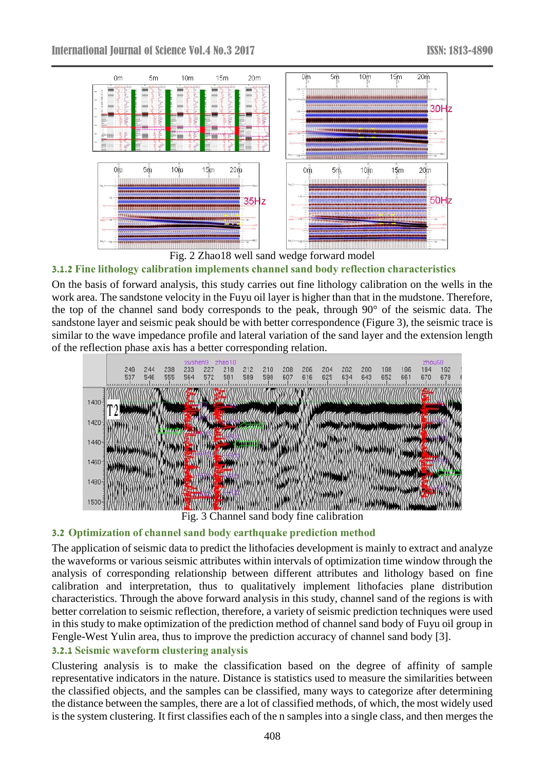Fig. 2 Zhao18 well sand wedge forward model

### 3.1.2 Fine lithology calibration implements channel sand body reflection characteristics

On the basis of forward analysis, this study carries out fine lithology calibration on the wells in the work area. The sandstone velocity in the Fuyu oil layer is higher than that in the mudstone. Therefore, the top of the channel sand body corresponds to the peak, through 90° of the seismic data. The sandstone layer and seismic peak should be with better correspondence (Figure 3), the seismic trace is similar to the wave impedance profile and lateral variation of the sand layer and the extension length of the reflection phase axis has a better corresponding relation.

Fig. 3 Channel sand body fine calibration

## 3.2 Optimization of channel sand body earthquake prediction method

The application of seismic data to predict the lithofacies development is mainly to extract and analyze the waveforms or various seismic attributes within intervals of optimization time window through the analysis of corresponding relationship between different attributes and lithology based on fine calibration and interpretation, thus to qualitatively implement lithofacies plane distribution characteristics. Through the above forward analysis in this study, channel sand of the regions is with better correlation to seismic reflection, therefore, a variety of seismic prediction techniques were used in this study to make optimization of the prediction method of channel sand body of Fuyu oil group in Fengle-West Yulin area, thus to improve the prediction accuracy of channel sand body [3].

### 3.2.1 Seismic waveform clustering analysis

Clustering analysis is to make the classification based on the degree of affinity of sample representative indicators in the nature. Distance is statistics used to measure the similarities between the classified objects, and the samples can be classified, many ways to categorize after determining the distance between the samples, there are a lot of classified methods, of which, the most widely used is the system clustering. It first classifies each of the n samples into a single class, and then merges the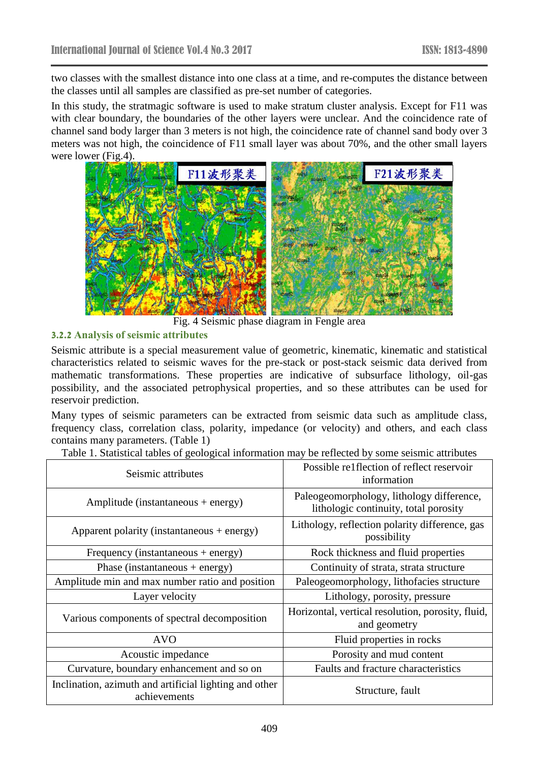two classes with the smallest distance into one class at a time, and re-computes the distance between the classes until all samples are classified as pre-set number of categories.

In this study, the stratmagic software is used to make stratum cluster analysis. Except for F11 was with clear boundary, the boundaries of the other layers were unclear. And the coincidence rate of channel sand body larger than 3 meters is not high, the coincidence rate of channel sand body over 3 meters was not high, the coincidence of F11 small layer was about 70%, and the other small layers were lower (Fig.4).

Fig. 4 Seismic phase diagram in Fengle area

### 3.2.2 Analysis of seismic attributes

Seismic attribute is a special measurement value of geometric, kinematic, kinematic and statistical characteristics related to seismic waves for the pre-stack or post-stack seismic data derived from mathematic transformations. These properties are indicative of subsurface lithology, oil-gas possibility, and the associated petrophysical properties, and so these attributes can be used for reservoir prediction.

Many types of seismic parameters can be extracted from seismic data such as amplitude class, frequency class, correlation class, polarity, impedance (or velocity) and others, and each class contains many parameters. (Table 1)

Table 1. Statistical tables of geological information may be reflected by some seismic attributes

| Seismic attributes | Possible re1flection of reflect reservoir information |
| --- | --- |
| Amplitude (instantaneous + energy) | Paleogeomorphology, lithology difference, lithologic continuity, total porosity |
| Apparent polarity (instantaneous + energy) | Lithology, reflection polarity difference, gas possibility |
| Frequency (instantaneous + energy) | Rock thickness and fluid properties |
| Phase (instantaneous + energy) | Continuity of strata, strata structure |
| Amplitude min and max number ratio and position | Paleogeomorphology, lithofacies structure |
| Layer velocity | Lithology, porosity, pressure |
| Various components of spectral decomposition | Horizontal, vertical resolution, porosity, fluid, and geometry |
| AVO | Fluid properties in rocks |
| Acoustic impedance | Porosity and mud content |
| Curvature, boundary enhancement and so on | Faults and fracture characteristics |
| Inclination, azimuth and artificial lighting and other achievements | Structure, fault |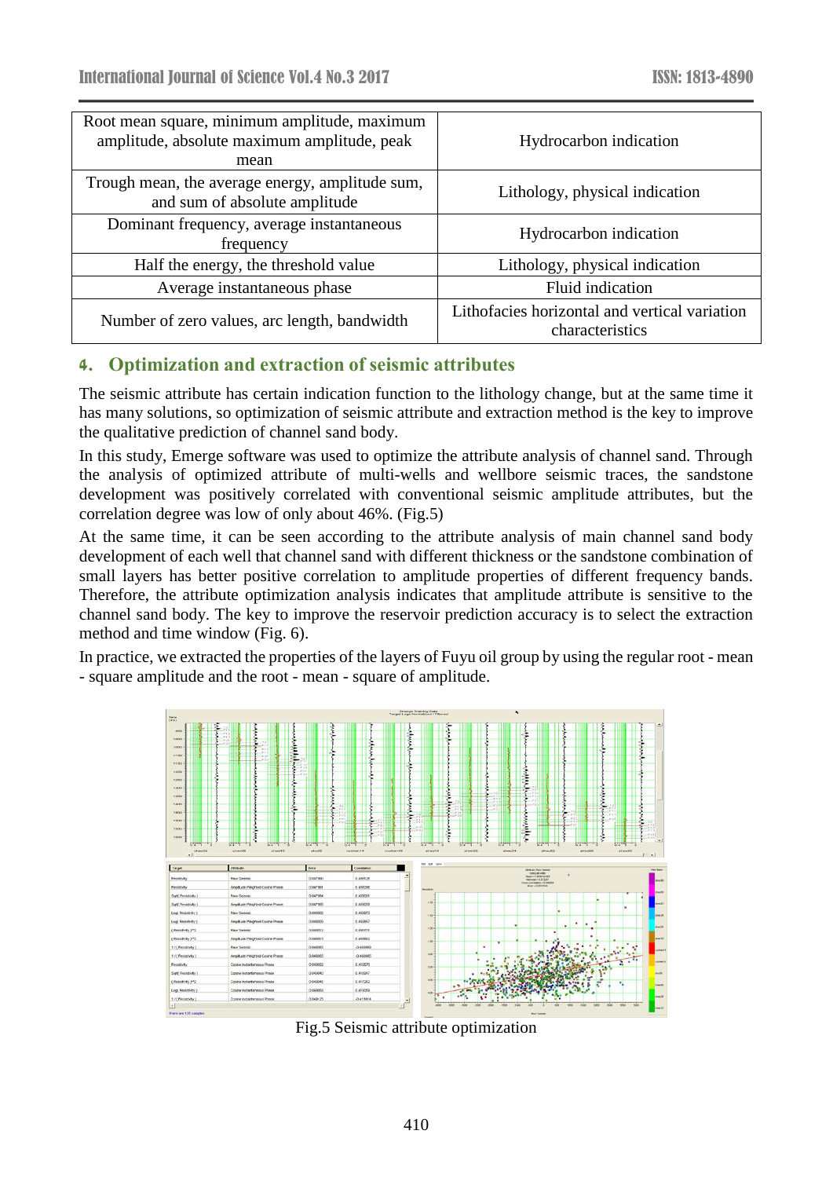| Root mean square, minimum amplitude, maximum amplitude, absolute maximum amplitude, peak mean | Hydrocarbon indication |
| --- | --- |
| Trough mean, the average energy, amplitude sum, and sum of absolute amplitude | Lithology, physical indication |
| Dominant frequency, average instantaneous frequency | Hydrocarbon indication |
| Half the energy, the threshold value | Lithology, physical indication |
| Average instantaneous phase | Fluid indication |
| Number of zero values, arc length, bandwidth | Lithofacies horizontal and vertical variation characteristics |

## 4. Optimization and extraction of seismic attributes

The seismic attribute has certain indication function to the lithology change, but at the same time it has many solutions, so optimization of seismic attribute and extraction method is the key to improve the qualitative prediction of channel sand body.

In this study, Emerge software was used to optimize the attribute analysis of channel sand. Through the analysis of optimized attribute of multi-wells and wellbore seismic traces, the sandstone development was positively correlated with conventional seismic amplitude attributes, but the correlation degree was low of only about 46%. (Fig.5)

At the same time, it can be seen according to the attribute analysis of main channel sand body development of each well that channel sand with different thickness or the sandstone combination of small layers has better positive correlation to amplitude properties of different frequency bands. Therefore, the attribute optimization analysis indicates that amplitude attribute is sensitive to the channel sand body. The key to improve the reservoir prediction accuracy is to select the extraction method and time window (Fig. 6).

In practice, we extracted the properties of the layers of Fuyu oil group by using the regular root - mean - square amplitude and the root - mean - square of amplitude.

Fig.5 Seismic attribute optimization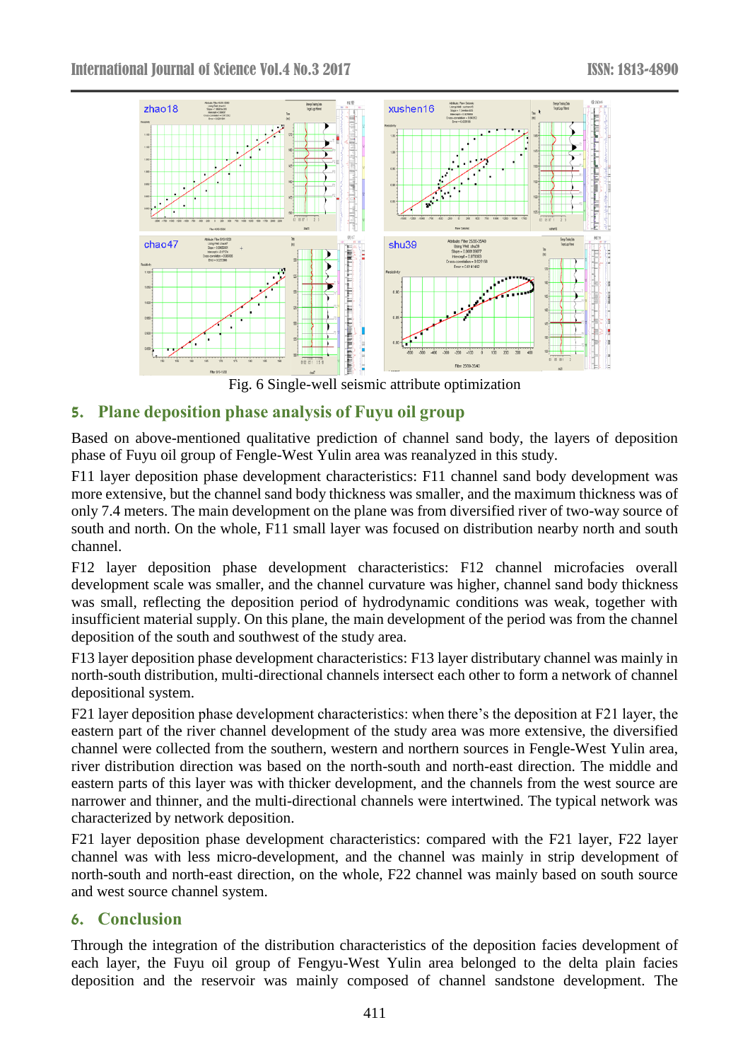Fig. 6 Single-well seismic attribute optimization

## 5. Plane deposition phase analysis of Fuyu oil group

Based on above-mentioned qualitative prediction of channel sand body, the layers of deposition phase of Fuyu oil group of Fengle-West Yulin area was reanalyzed in this study.

F11 layer deposition phase development characteristics: F11 channel sand body development was more extensive, but the channel sand body thickness was smaller, and the maximum thickness was of only 7.4 meters. The main development on the plane was from diversified river of two-way source of south and north. On the whole, F11 small layer was focused on distribution nearby north and south channel.

F12 layer deposition phase development characteristics: F12 channel microfacies overall development scale was smaller, and the channel curvature was higher, channel sand body thickness was small, reflecting the deposition period of hydrodynamic conditions was weak, together with insufficient material supply. On this plane, the main development of the period was from the channel deposition of the south and southwest of the study area.

F13 layer deposition phase development characteristics: F13 layer distributary channel was mainly in north-south distribution, multi-directional channels intersect each other to form a network of channel depositional system.

F21 layer deposition phase development characteristics: when there’s the deposition at F21 layer, the eastern part of the river channel development of the study area was more extensive, the diversified channel were collected from the southern, western and northern sources in Fengle-West Yulin area, river distribution direction was based on the north-south and north-east direction. The middle and eastern parts of this layer was with thicker development, and the channels from the west source are narrower and thinner, and the multi-directional channels were intertwined. The typical network was characterized by network deposition.

F21 layer deposition phase development characteristics: compared with the F21 layer, F22 layer channel was with less micro-development, and the channel was mainly in strip development of north-south and north-east direction, on the whole, F22 channel was mainly based on south source and west source channel system.

## 6. Conclusion

Through the integration of the distribution characteristics of the deposition facies development of each layer, the Fuyu oil group of Fengyu-West Yulin area belonged to the delta plain facies deposition and the reservoir was mainly composed of channel sandstone development. The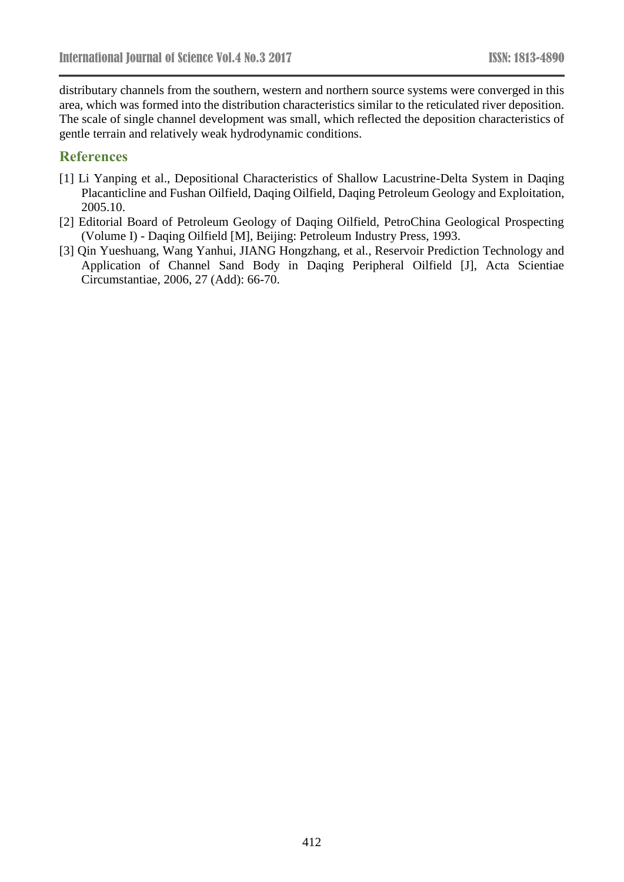distributary channels from the southern, western and northern source systems were converged in this area, which was formed into the distribution characteristics similar to the reticulated river deposition. The scale of single channel development was small, which reflected the deposition characteristics of gentle terrain and relatively weak hydrodynamic conditions.

## References

[1] Li Yanping et al., Depositional Characteristics of Shallow Lacustrine-Delta System in Daqing Placanticline and Fushan Oilfield, Daqing Oilfield, Daqing Petroleum Geology and Exploitation, 2005.10.

[2] Editorial Board of Petroleum Geology of Daqing Oilfield, PetroChina Geological Prospecting (Volume I) - Daqing Oilfield [M], Beijing: Petroleum Industry Press, 1993.

[3] Qin Yueshuang, Wang Yanhui, JIANG Hongzhang, et al., Reservoir Prediction Technology and Application of Channel Sand Body in Daqing Peripheral Oilfield [J], Acta Scientiae Circumstantiae, 2006, 27 (Add): 66-70.